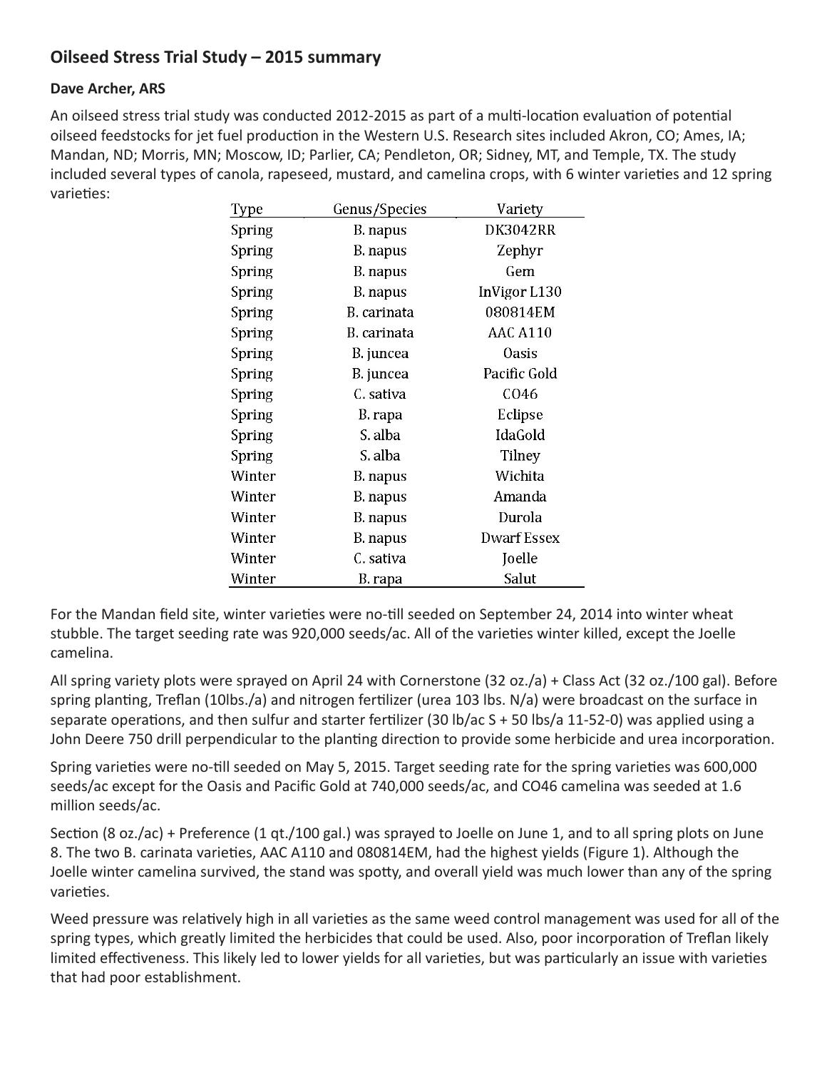## Oilseed Stress Trial Study – 2015 summary

**Dave Archer, ARS**

An oilseed stress trial study was conducted 2012-2015 as part of a multi-location evaluation of potential oilseed feedstocks for jet fuel production in the Western U.S. Research sites included Akron, CO; Ames, IA; Mandan, ND; Morris, MN; Moscow, ID; Parlier, CA; Pendleton, OR; Sidney, MT, and Temple, TX. The study included several types of canola, rapeseed, mustard, and camelina crops, with 6 winter varieties and 12 spring varieties:

| Type | Genus/Species | Variety |
|---|---|---|
| Spring | B. napus | DK3042RR |
| Spring | B. napus | Zephyr |
| Spring | B. napus | Gem |
| Spring | B. napus | InVigor L130 |
| Spring | B. carinata | 080814EM |
| Spring | B. carinata | AAC A110 |
| Spring | B. juncea | Oasis |
| Spring | B. juncea | Pacific Gold |
| Spring | C. sativa | CO46 |
| Spring | B. rapa | Eclipse |
| Spring | S. alba | IdaGold |
| Spring | S. alba | Tilney |
| Winter | B. napus | Wichita |
| Winter | B. napus | Amanda |
| Winter | B. napus | Durola |
| Winter | B. napus | Dwarf Essex |
| Winter | C. sativa | Joelle |
| Winter | B. rapa | Salut |

For the Mandan field site, winter varieties were no-till seeded on September 24, 2014 into winter wheat stubble. The target seeding rate was 920,000 seeds/ac. All of the varieties winter killed, except the Joelle camelina.

All spring variety plots were sprayed on April 24 with Cornerstone (32 oz./a) + Class Act (32 oz./100 gal). Before spring planting, Treflan (10lbs./a) and nitrogen fertilizer (urea 103 lbs. N/a) were broadcast on the surface in separate operations, and then sulfur and starter fertilizer (30 lb/ac S + 50 lbs/a 11-52-0) was applied using a John Deere 750 drill perpendicular to the planting direction to provide some herbicide and urea incorporation.

Spring varieties were no-till seeded on May 5, 2015. Target seeding rate for the spring varieties was 600,000 seeds/ac except for the Oasis and Pacific Gold at 740,000 seeds/ac, and CO46 camelina was seeded at 1.6 million seeds/ac.

Section (8 oz./ac) + Preference (1 qt./100 gal.) was sprayed to Joelle on June 1, and to all spring plots on June 8. The two B. carinata varieties, AAC A110 and 080814EM, had the highest yields (Figure 1). Although the Joelle winter camelina survived, the stand was spotty, and overall yield was much lower than any of the spring varieties.

Weed pressure was relatively high in all varieties as the same weed control management was used for all of the spring types, which greatly limited the herbicides that could be used. Also, poor incorporation of Treflan likely limited effectiveness. This likely led to lower yields for all varieties, but was particularly an issue with varieties that had poor establishment.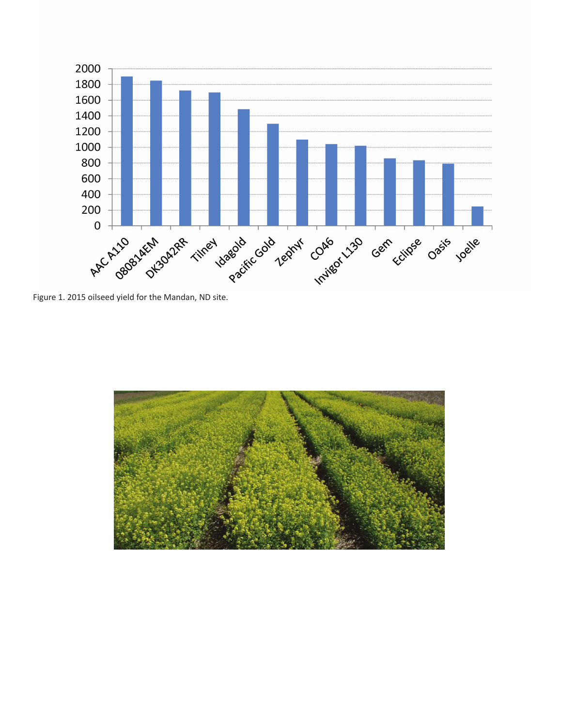2000
1800
1600
1400
1200
1000
800
600
400
200
0

AAC A110
080814EM
DK3042RR
Tilney
Idagold
Pacific Gold
Zephyr
CO46
Invigor L130
Gem
Eclipse
Oasis
Joelle

Figure 1. 2015 oilseed yield for the Mandan, ND site.